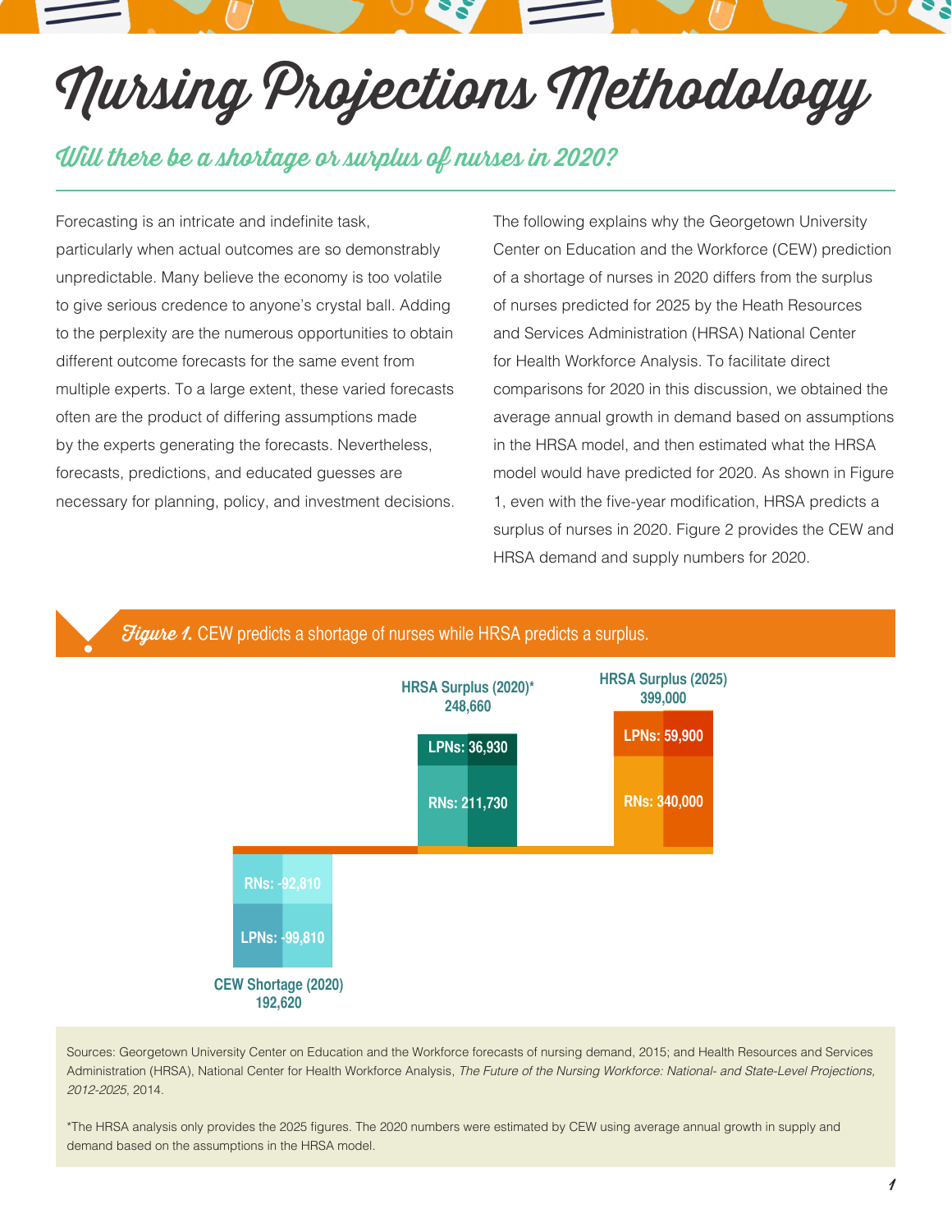# Nursing Projections Methodology

## Will there be a shortage or surplus of nurses in 2020?

Forecasting is an intricate and indefinite task, particularly when actual outcomes are so demonstrably unpredictable. Many believe the economy is too volatile to give serious credence to anyone's crystal ball. Adding to the perplexity are the numerous opportunities to obtain different outcome forecasts for the same event from multiple experts. To a large extent, these varied forecasts often are the product of differing assumptions made by the experts generating the forecasts. Nevertheless, forecasts, predictions, and educated guesses are necessary for planning, policy, and investment decisions.

The following explains why the Georgetown University Center on Education and the Workforce (CEW) prediction of a shortage of nurses in 2020 differs from the surplus of nurses predicted for 2025 by the Heath Resources and Services Administration (HRSA) National Center for Health Workforce Analysis. To facilitate direct comparisons for 2020 in this discussion, we obtained the average annual growth in demand based on assumptions in the HRSA model, and then estimated what the HRSA model would have predicted for 2020. As shown in Figure 1, even with the five-year modification, HRSA predicts a surplus of nurses in 2020. Figure 2 provides the CEW and HRSA demand and supply numbers for 2020.

***Figure 1.*** CEW predicts a shortage of nurses while HRSA predicts a surplus.

**CEW Shortage (2020)** 192,620
- RNs: -92,810
- LPNs: -99,810

**HRSA Surplus (2020)*** 248,660
- LPNs: 36,930
- RNs: 211,730

**HRSA Surplus (2025)** 399,000
- LPNs: 59,900
- RNs: 340,000

Sources: Georgetown University Center on Education and the Workforce forecasts of nursing demand, 2015; and Health Resources and Services Administration (HRSA), National Center for Health Workforce Analysis, *The Future of the Nursing Workforce: National- and State-Level Projections, 2012-2025*, 2014.

*The HRSA analysis only provides the 2025 figures. The 2020 numbers were estimated by CEW using average annual growth in supply and demand based on the assumptions in the HRSA model.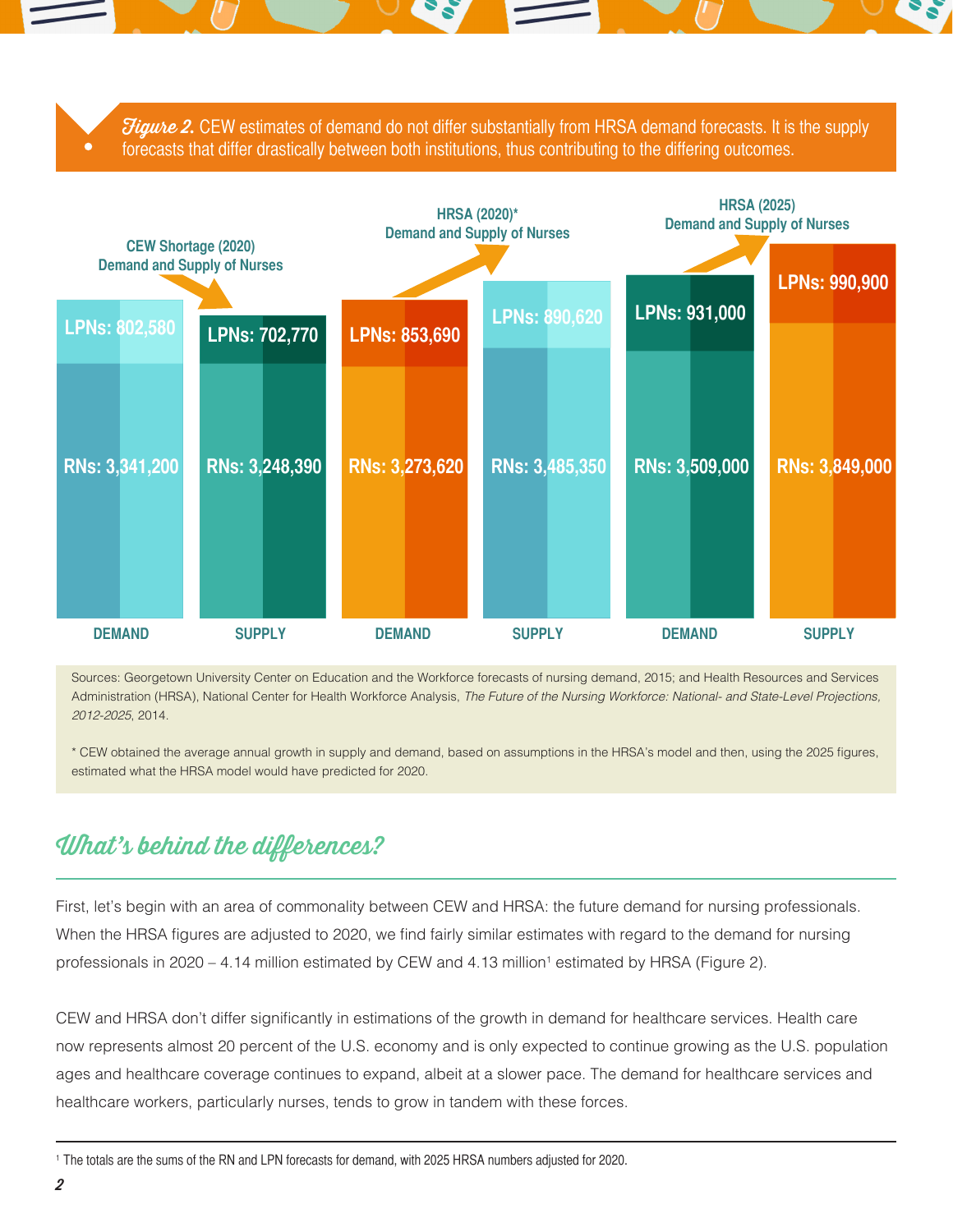*Figure 2.* CEW estimates of demand do not differ substantially from HRSA demand forecasts. It is the supply forecasts that differ drastically between both institutions, thus contributing to the differing outcomes.

| | CEW Shortage (2020) Demand and Supply of Nurses | | HRSA (2020)* Demand and Supply of Nurses | | HRSA (2025) Demand and Supply of Nurses | |
|---|---|---|---|---|---|---|
| | DEMAND | SUPPLY | DEMAND | SUPPLY | DEMAND | SUPPLY |
| LPNs | 802,580 | 702,770 | 853,690 | 890,620 | 931,000 | 990,900 |
| RNs | 3,341,200 | 3,248,390 | 3,273,620 | 3,485,350 | 3,509,000 | 3,849,000 |

Sources: Georgetown University Center on Education and the Workforce forecasts of nursing demand, 2015; and Health Resources and Services Administration (HRSA), National Center for Health Workforce Analysis, *The Future of the Nursing Workforce: National- and State-Level Projections, 2012-2025*, 2014.

* CEW obtained the average annual growth in supply and demand, based on assumptions in the HRSA's model and then, using the 2025 figures, estimated what the HRSA model would have predicted for 2020.

## What's behind the differences?

First, let's begin with an area of commonality between CEW and HRSA: the future demand for nursing professionals. When the HRSA figures are adjusted to 2020, we find fairly similar estimates with regard to the demand for nursing professionals in 2020 – 4.14 million estimated by CEW and 4.13 million[1] estimated by HRSA (Figure 2).

CEW and HRSA don't differ significantly in estimations of the growth in demand for healthcare services. Health care now represents almost 20 percent of the U.S. economy and is only expected to continue growing as the U.S. population ages and healthcare coverage continues to expand, albeit at a slower pace. The demand for healthcare services and healthcare workers, particularly nurses, tends to grow in tandem with these forces.

[1] The totals are the sums of the RN and LPN forecasts for demand, with 2025 HRSA numbers adjusted for 2020.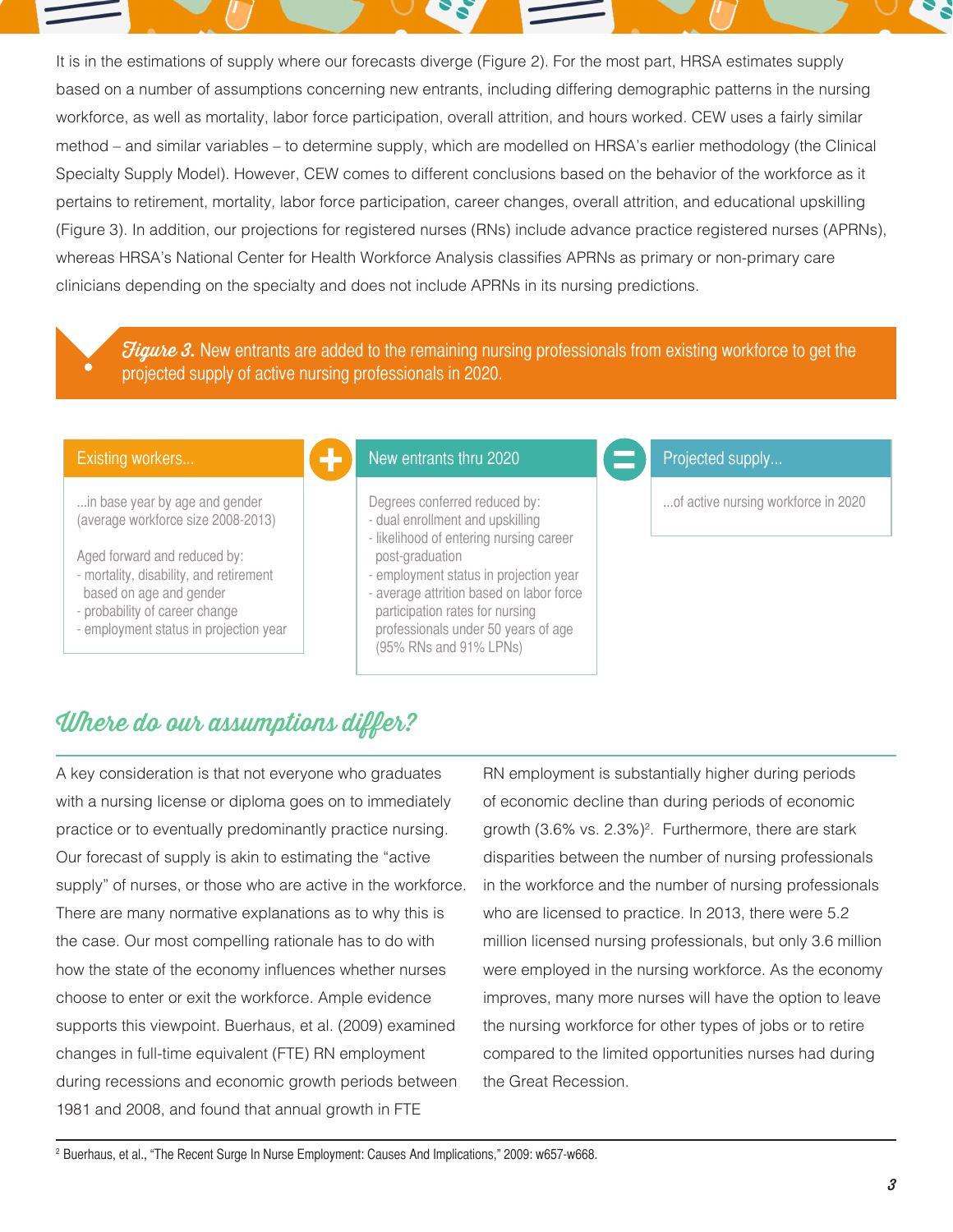It is in the estimations of supply where our forecasts diverge (Figure 2). For the most part, HRSA estimates supply based on a number of assumptions concerning new entrants, including differing demographic patterns in the nursing workforce, as well as mortality, labor force participation, overall attrition, and hours worked. CEW uses a fairly similar method – and similar variables – to determine supply, which are modelled on HRSA's earlier methodology (the Clinical Specialty Supply Model). However, CEW comes to different conclusions based on the behavior of the workforce as it pertains to retirement, mortality, labor force participation, career changes, overall attrition, and educational upskilling (Figure 3). In addition, our projections for registered nurses (RNs) include advance practice registered nurses (APRNs), whereas HRSA's National Center for Health Workforce Analysis classifies APRNs as primary or non-primary care clinicians depending on the specialty and does not include APRNs in its nursing predictions.

***Figure 3.*** New entrants are added to the remaining nursing professionals from existing workforce to get the projected supply of active nursing professionals in 2020.

**Existing workers...**

...in base year by age and gender (average workforce size 2008-2013)

Aged forward and reduced by:
- mortality, disability, and retirement based on age and gender
- probability of career change
- employment status in projection year

**+**

**New entrants thru 2020**

Degrees conferred reduced by:
- dual enrollment and upskilling
- likelihood of entering nursing career post-graduation
- employment status in projection year
- average attrition based on labor force participation rates for nursing professionals under 50 years of age (95% RNs and 91% LPNs)

**=**

**Projected supply...**

...of active nursing workforce in 2020

## Where do our assumptions differ?

A key consideration is that not everyone who graduates with a nursing license or diploma goes on to immediately practice or to eventually predominantly practice nursing. Our forecast of supply is akin to estimating the "active supply" of nurses, or those who are active in the workforce. There are many normative explanations as to why this is the case. Our most compelling rationale has to do with how the state of the economy influences whether nurses choose to enter or exit the workforce. Ample evidence supports this viewpoint. Buerhaus, et al. (2009) examined changes in full-time equivalent (FTE) RN employment during recessions and economic growth periods between 1981 and 2008, and found that annual growth in FTE RN employment is substantially higher during periods of economic decline than during periods of economic growth (3.6% vs. 2.3%)[2]. Furthermore, there are stark disparities between the number of nursing professionals in the workforce and the number of nursing professionals who are licensed to practice. In 2013, there were 5.2 million licensed nursing professionals, but only 3.6 million were employed in the nursing workforce. As the economy improves, many more nurses will have the option to leave the nursing workforce for other types of jobs or to retire compared to the limited opportunities nurses had during the Great Recession.

[2] Buerhaus, et al., "The Recent Surge In Nurse Employment: Causes And Implications," 2009: w657-w668.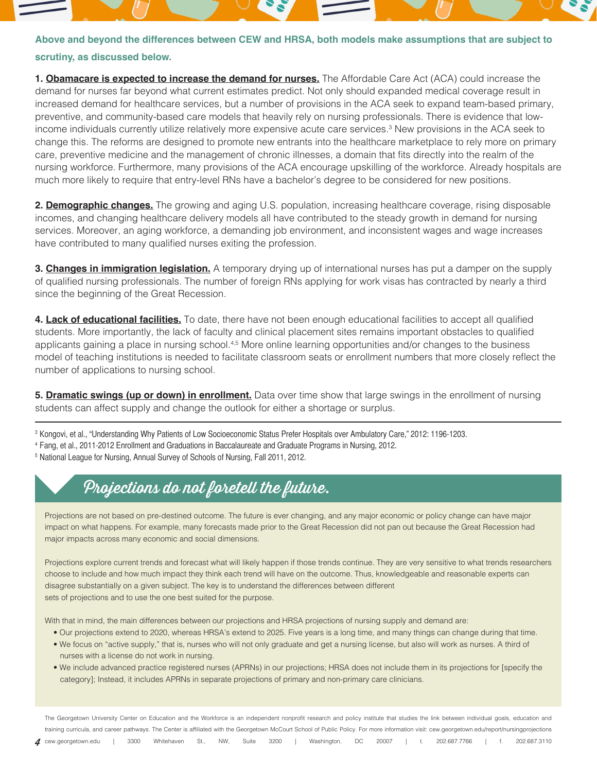**Above and beyond the differences between CEW and HRSA, both models make assumptions that are subject to scrutiny, as discussed below.**

**1. Obamacare is expected to increase the demand for nurses.** The Affordable Care Act (ACA) could increase the demand for nurses far beyond what current estimates predict. Not only should expanded medical coverage result in increased demand for healthcare services, but a number of provisions in the ACA seek to expand team-based primary, preventive, and community-based care models that heavily rely on nursing professionals. There is evidence that low-income individuals currently utilize relatively more expensive acute care services.[3] New provisions in the ACA seek to change this. The reforms are designed to promote new entrants into the healthcare marketplace to rely more on primary care, preventive medicine and the management of chronic illnesses, a domain that fits directly into the realm of the nursing workforce. Furthermore, many provisions of the ACA encourage upskilling of the workforce. Already hospitals are much more likely to require that entry-level RNs have a bachelor's degree to be considered for new positions.

**2. Demographic changes.** The growing and aging U.S. population, increasing healthcare coverage, rising disposable incomes, and changing healthcare delivery models all have contributed to the steady growth in demand for nursing services. Moreover, an aging workforce, a demanding job environment, and inconsistent wages and wage increases have contributed to many qualified nurses exiting the profession.

**3. Changes in immigration legislation.** A temporary drying up of international nurses has put a damper on the supply of qualified nursing professionals. The number of foreign RNs applying for work visas has contracted by nearly a third since the beginning of the Great Recession.

**4. Lack of educational facilities.** To date, there have not been enough educational facilities to accept all qualified students. More importantly, the lack of faculty and clinical placement sites remains important obstacles to qualified applicants gaining a place in nursing school.[4,5] More online learning opportunities and/or changes to the business model of teaching institutions is needed to facilitate classroom seats or enrollment numbers that more closely reflect the number of applications to nursing school.

**5. Dramatic swings (up or down) in enrollment.** Data over time show that large swings in the enrollment of nursing students can affect supply and change the outlook for either a shortage or surplus.

---

[3] Kongovi, et al., "Understanding Why Patients of Low Socioeconomic Status Prefer Hospitals over Ambulatory Care," 2012: 1196-1203.

[4] Fang, et al., 2011-2012 Enrollment and Graduations in Baccalaureate and Graduate Programs in Nursing, 2012.

[5] National League for Nursing, Annual Survey of Schools of Nursing, Fall 2011, 2012.

## Projections do not foretell the future.

Projections are not based on pre-destined outcome. The future is ever changing, and any major economic or policy change can have major impact on what happens. For example, many forecasts made prior to the Great Recession did not pan out because the Great Recession had major impacts across many economic and social dimensions.

Projections explore current trends and forecast what will likely happen if those trends continue. They are very sensitive to what trends researchers choose to include and how much impact they think each trend will have on the outcome. Thus, knowledgeable and reasonable experts can disagree substantially on a given subject. The key is to understand the differences between different sets of projections and to use the one best suited for the purpose.

With that in mind, the main differences between our projections and HRSA projections of nursing supply and demand are:

- Our projections extend to 2020, whereas HRSA's extend to 2025. Five years is a long time, and many things can change during that time.
- We focus on "active supply," that is, nurses who will not only graduate and get a nursing license, but also will work as nurses. A third of nurses with a license do not work in nursing.
- We include advanced practice registered nurses (APRNs) in our projections; HRSA does not include them in its projections for [specify the category]; Instead, it includes APRNs in separate projections of primary and non-primary care clinicians.

The Georgetown University Center on Education and the Workforce is an independent nonprofit research and policy institute that studies the link between individual goals, education and training curricula, and career pathways. The Center is affiliated with the Georgetown McCourt School of Public Policy. For more information visit: cew.georgetown.edu/report/nursingprojections

cew.georgetown.edu | 3300 Whitehaven St., NW, Suite 3200 | Washington, DC 20007 | t. 202.687.7766 | f. 202.687.3110